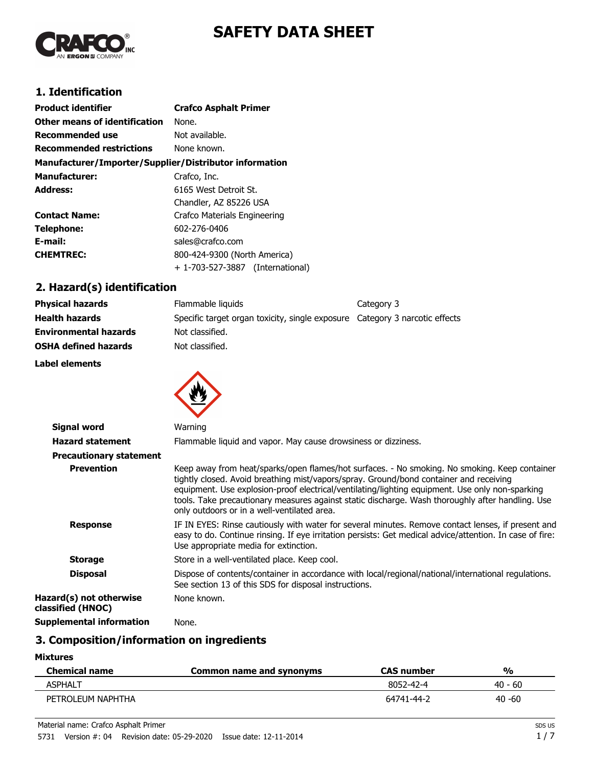# SAFETY DATA SHEET

## 1. Identification

| | |
|---|---|
| **Product identifier** | **Crafco Asphalt Primer** |
| **Other means of identification** | None. |
| **Recommended use** | Not available. |
| **Recommended restrictions** | None known. |

**Manufacturer/Importer/Supplier/Distributor information**

| | |
|---|---|
| **Manufacturer:** | Crafco, Inc. |
| **Address:** | 6165 West Detroit St.<br>Chandler, AZ 85226 USA |
| **Contact Name:** | Crafco Materials Engineering |
| **Telephone:** | 602-276-0406 |
| **E-mail:** | sales@crafco.com |
| **CHEMTREC:** | 800-424-9300 (North America)<br>+ 1-703-527-3887 (International) |

## 2. Hazard(s) identification

| | | |
|---|---|---|
| **Physical hazards** | Flammable liquids | Category 3 |
| **Health hazards** | Specific target organ toxicity, single exposure | Category 3 narcotic effects |
| **Environmental hazards** | Not classified. | |
| **OSHA defined hazards** | Not classified. | |

**Label elements**

**Signal word** Warning

**Hazard statement** Flammable liquid and vapor. May cause drowsiness or dizziness.

**Precautionary statement**

**Prevention** Keep away from heat/sparks/open flames/hot surfaces. - No smoking. No smoking. Keep container tightly closed. Avoid breathing mist/vapors/spray. Ground/bond container and receiving equipment. Use explosion-proof electrical/ventilating/lighting equipment. Use only non-sparking tools. Take precautionary measures against static discharge. Wash thoroughly after handling. Use only outdoors or in a well-ventilated area.

**Response** IF IN EYES: Rinse cautiously with water for several minutes. Remove contact lenses, if present and easy to do. Continue rinsing. If eye irritation persists: Get medical advice/attention. In case of fire: Use appropriate media for extinction.

**Storage** Store in a well-ventilated place. Keep cool.

**Disposal** Dispose of contents/container in accordance with local/regional/national/international regulations. See section 13 of this SDS for disposal instructions.

**Hazard(s) not otherwise classified (HNOC)** None known.

**Supplemental information** None.

## 3. Composition/information on ingredients

**Mixtures**

| Chemical name | Common name and synonyms | CAS number | % |
|---|---|---|---|
| ASPHALT | | 8052-42-4 | 40 - 60 |
| PETROLEUM NAPHTHA | | 64741-44-2 | 40 -60 |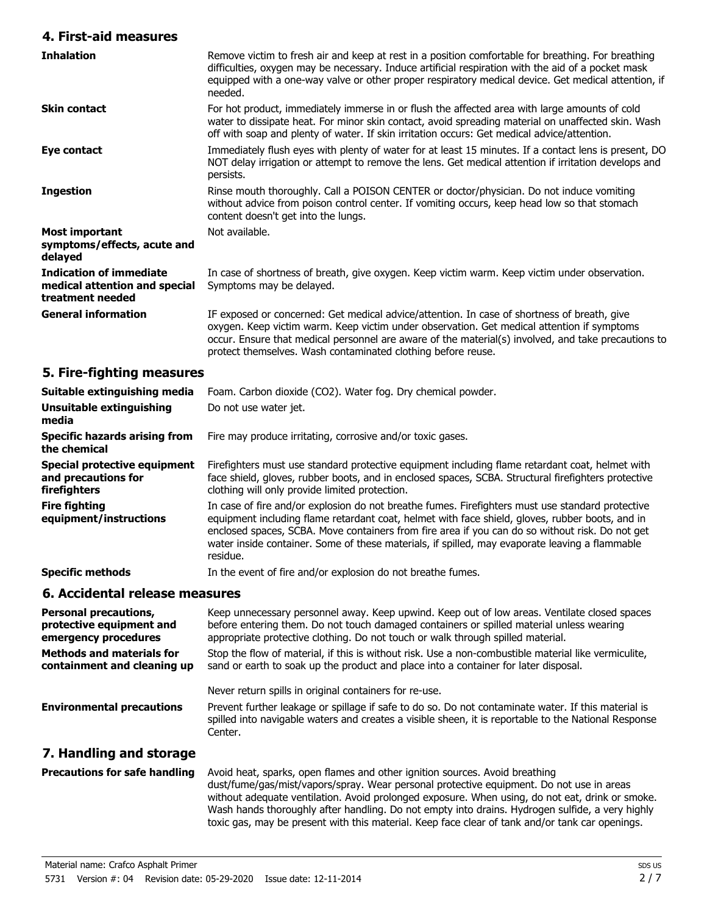## 4. First-aid measures

| | |
|---|---|
| **Inhalation** | Remove victim to fresh air and keep at rest in a position comfortable for breathing. For breathing difficulties, oxygen may be necessary. Induce artificial respiration with the aid of a pocket mask equipped with a one-way valve or other proper respiratory medical device. Get medical attention, if needed. |
| **Skin contact** | For hot product, immediately immerse in or flush the affected area with large amounts of cold water to dissipate heat. For minor skin contact, avoid spreading material on unaffected skin. Wash off with soap and plenty of water. If skin irritation occurs: Get medical advice/attention. |
| **Eye contact** | Immediately flush eyes with plenty of water for at least 15 minutes. If a contact lens is present, DO NOT delay irrigation or attempt to remove the lens. Get medical attention if irritation develops and persists. |
| **Ingestion** | Rinse mouth thoroughly. Call a POISON CENTER or doctor/physician. Do not induce vomiting without advice from poison control center. If vomiting occurs, keep head low so that stomach content doesn't get into the lungs. |
| **Most important symptoms/effects, acute and delayed** | Not available. |
| **Indication of immediate medical attention and special treatment needed** | In case of shortness of breath, give oxygen. Keep victim warm. Keep victim under observation. Symptoms may be delayed. |
| **General information** | IF exposed or concerned: Get medical advice/attention. In case of shortness of breath, give oxygen. Keep victim warm. Keep victim under observation. Get medical attention if symptoms occur. Ensure that medical personnel are aware of the material(s) involved, and take precautions to protect themselves. Wash contaminated clothing before reuse. |

## 5. Fire-fighting measures

| | |
|---|---|
| **Suitable extinguishing media** | Foam. Carbon dioxide ($CO_2$). Water fog. Dry chemical powder. |
| **Unsuitable extinguishing media** | Do not use water jet. |
| **Specific hazards arising from the chemical** | Fire may produce irritating, corrosive and/or toxic gases. |
| **Special protective equipment and precautions for firefighters** | Firefighters must use standard protective equipment including flame retardant coat, helmet with face shield, gloves, rubber boots, and in enclosed spaces, SCBA. Structural firefighters protective clothing will only provide limited protection. |
| **Fire fighting equipment/instructions** | In case of fire and/or explosion do not breathe fumes. Firefighters must use standard protective equipment including flame retardant coat, helmet with face shield, gloves, rubber boots, and in enclosed spaces, SCBA. Move containers from fire area if you can do so without risk. Do not get water inside container. Some of these materials, if spilled, may evaporate leaving a flammable residue. |
| **Specific methods** | In the event of fire and/or explosion do not breathe fumes. |

## 6. Accidental release measures

| | |
|---|---|
| **Personal precautions, protective equipment and emergency procedures** | Keep unnecessary personnel away. Keep upwind. Keep out of low areas. Ventilate closed spaces before entering them. Do not touch damaged containers or spilled material unless wearing appropriate protective clothing. Do not touch or walk through spilled material. |
| **Methods and materials for containment and cleaning up** | Stop the flow of material, if this is without risk. Use a non-combustible material like vermiculite, sand or earth to soak up the product and place into a container for later disposal.<br><br>Never return spills in original containers for re-use. |
| **Environmental precautions** | Prevent further leakage or spillage if safe to do so. Do not contaminate water. If this material is spilled into navigable waters and creates a visible sheen, it is reportable to the National Response Center. |

## 7. Handling and storage

| | |
|---|---|
| **Precautions for safe handling** | Avoid heat, sparks, open flames and other ignition sources. Avoid breathing dust/fume/gas/mist/vapors/spray. Wear personal protective equipment. Do not use in areas without adequate ventilation. Avoid prolonged exposure. When using, do not eat, drink or smoke. Wash hands thoroughly after handling. Do not empty into drains. Hydrogen sulfide, a very highly toxic gas, may be present with this material. Keep face clear of tank and/or tank car openings. |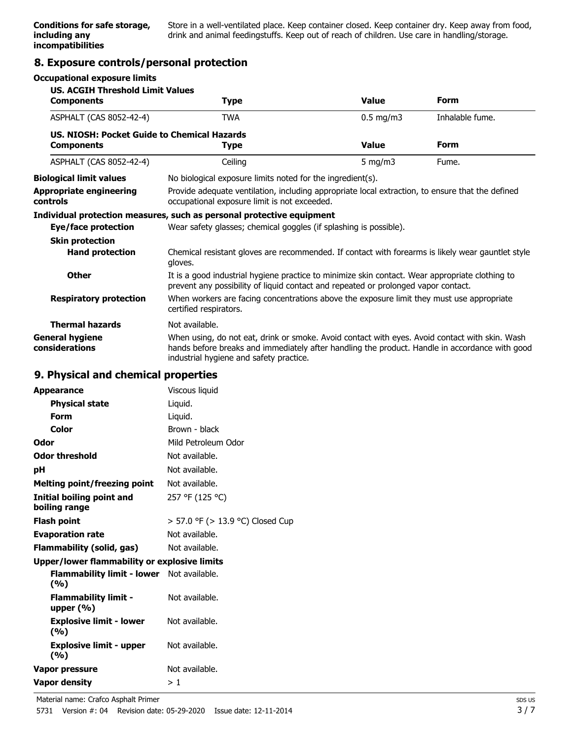| | |
|---|---|
| **Conditions for safe storage, including any incompatibilities** | Store in a well-ventilated place. Keep container closed. Keep container dry. Keep away from food, drink and animal feedingstuffs. Keep out of reach of children. Use care in handling/storage. |

## 8. Exposure controls/personal protection

**Occupational exposure limits**

**US. ACGIH Threshold Limit Values**

| Components | Type | Value | Form |
|---|---|---|---|
| ASPHALT (CAS 8052-42-4) | TWA | 0.5 mg/m3 | Inhalable fume. |

**US. NIOSH: Pocket Guide to Chemical Hazards**

| Components | Type | Value | Form |
|---|---|---|---|
| ASPHALT (CAS 8052-42-4) | Ceiling | 5 mg/m3 | Fume. |

| | |
|---|---|
| **Biological limit values** | No biological exposure limits noted for the ingredient(s). |
| **Appropriate engineering controls** | Provide adequate ventilation, including appropriate local extraction, to ensure that the defined occupational exposure limit is not exceeded. |

**Individual protection measures, such as personal protective equipment**

| | |
|---|---|
| **Eye/face protection** | Wear safety glasses; chemical goggles (if splashing is possible). |
| **Skin protection** | |
| **Hand protection** | Chemical resistant gloves are recommended. If contact with forearms is likely wear gauntlet style gloves. |
| **Other** | It is a good industrial hygiene practice to minimize skin contact. Wear appropriate clothing to prevent any possibility of liquid contact and repeated or prolonged vapor contact. |
| **Respiratory protection** | When workers are facing concentrations above the exposure limit they must use appropriate certified respirators. |
| **Thermal hazards** | Not available. |
| **General hygiene considerations** | When using, do not eat, drink or smoke. Avoid contact with eyes. Avoid contact with skin. Wash hands before breaks and immediately after handling the product. Handle in accordance with good industrial hygiene and safety practice. |

## 9. Physical and chemical properties

| | |
|---|---|
| **Appearance** | Viscous liquid |
| **Physical state** | Liquid. |
| **Form** | Liquid. |
| **Color** | Brown - black |
| **Odor** | Mild Petroleum Odor |
| **Odor threshold** | Not available. |
| **pH** | Not available. |
| **Melting point/freezing point** | Not available. |
| **Initial boiling point and boiling range** | 257 °F (125 °C) |
| **Flash point** | > 57.0 °F (> 13.9 °C) Closed Cup |
| **Evaporation rate** | Not available. |
| **Flammability (solid, gas)** | Not available. |
| **Upper/lower flammability or explosive limits** | |
| **Flammability limit - lower (%)** | Not available. |
| **Flammability limit - upper (%)** | Not available. |
| **Explosive limit - lower (%)** | Not available. |
| **Explosive limit - upper (%)** | Not available. |
| **Vapor pressure** | Not available. |
| **Vapor density** | > 1 |

Material name: Crafco Asphalt Primer

5731 Version #: 04 Revision date: 05-29-2020 Issue date: 12-11-2014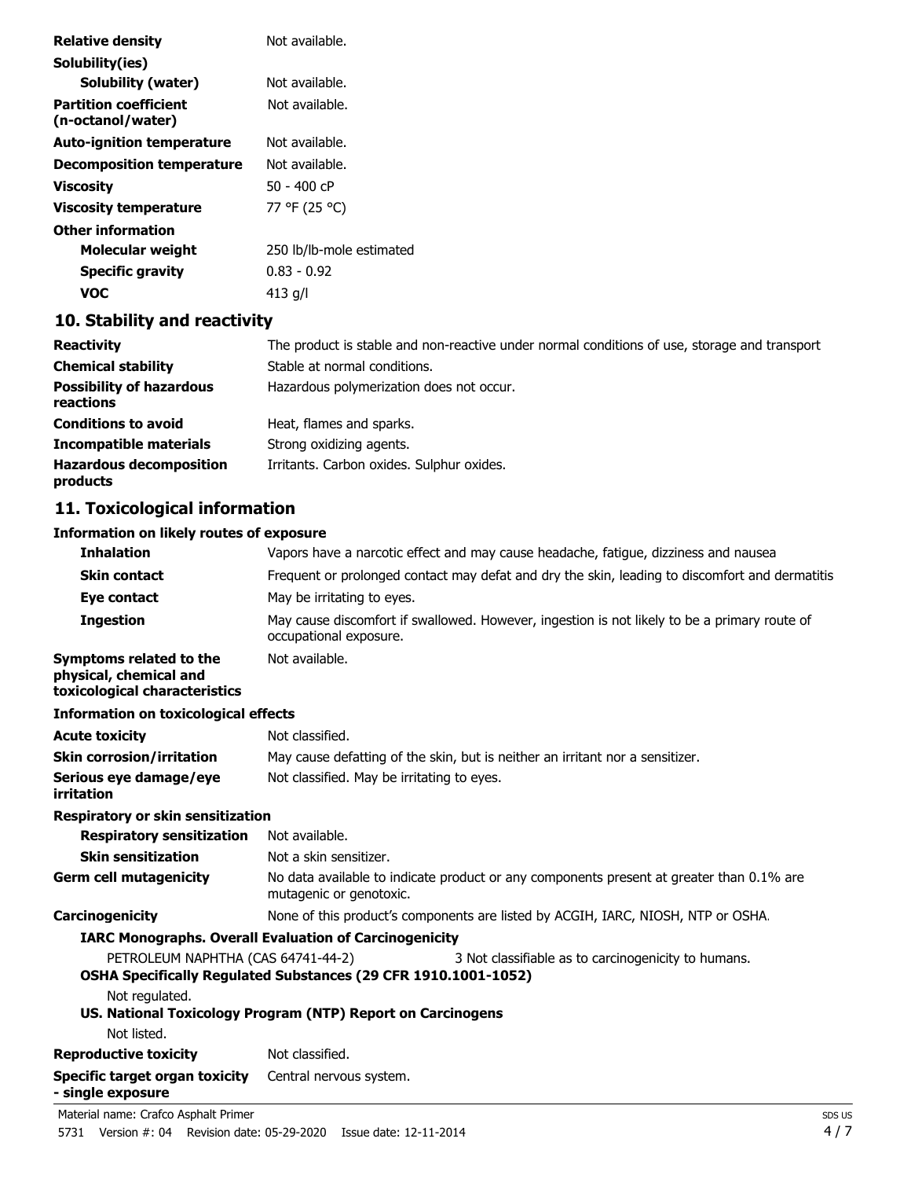| | |
|---|---|
| **Relative density** | Not available. |
| **Solubility(ies)** | |
| **Solubility (water)** | Not available. |
| **Partition coefficient (n-octanol/water)** | Not available. |
| **Auto-ignition temperature** | Not available. |
| **Decomposition temperature** | Not available. |
| **Viscosity** | 50 - 400 cP |
| **Viscosity temperature** | 77 °F (25 °C) |
| **Other information** | |
| **Molecular weight** | 250 lb/lb-mole estimated |
| **Specific gravity** | 0.83 - 0.92 |
| **VOC** | 413 g/l |

## 10. Stability and reactivity

| | |
|---|---|
| **Reactivity** | The product is stable and non-reactive under normal conditions of use, storage and transport |
| **Chemical stability** | Stable at normal conditions. |
| **Possibility of hazardous reactions** | Hazardous polymerization does not occur. |
| **Conditions to avoid** | Heat, flames and sparks. |
| **Incompatible materials** | Strong oxidizing agents. |
| **Hazardous decomposition products** | Irritants. Carbon oxides. Sulphur oxides. |

## 11. Toxicological information

**Information on likely routes of exposure**

| | |
|---|---|
| **Inhalation** | Vapors have a narcotic effect and may cause headache, fatigue, dizziness and nausea |
| **Skin contact** | Frequent or prolonged contact may defat and dry the skin, leading to discomfort and dermatitis |
| **Eye contact** | May be irritating to eyes. |
| **Ingestion** | May cause discomfort if swallowed. However, ingestion is not likely to be a primary route of occupational exposure. |
| **Symptoms related to the physical, chemical and toxicological characteristics** | Not available. |

**Information on toxicological effects**

| | |
|---|---|
| **Acute toxicity** | Not classified. |
| **Skin corrosion/irritation** | May cause defatting of the skin, but is neither an irritant nor a sensitizer. |
| **Serious eye damage/eye irritation** | Not classified. May be irritating to eyes. |
| **Respiratory or skin sensitization** | |
| **Respiratory sensitization** | Not available. |
| **Skin sensitization** | Not a skin sensitizer. |
| **Germ cell mutagenicity** | No data available to indicate product or any components present at greater than 0.1% are mutagenic or genotoxic. |
| **Carcinogenicity** | None of this product's components are listed by ACGIH, IARC, NIOSH, NTP or OSHA. |

**IARC Monographs. Overall Evaluation of Carcinogenicity**

PETROLEUM NAPHTHA (CAS 64741-44-2) 3 Not classifiable as to carcinogenicity to humans.

**OSHA Specifically Regulated Substances (29 CFR 1910.1001-1052)**

Not regulated.

**US. National Toxicology Program (NTP) Report on Carcinogens**

Not listed.

| | |
|---|---|
| **Reproductive toxicity** | Not classified. |
| **Specific target organ toxicity - single exposure** | Central nervous system. |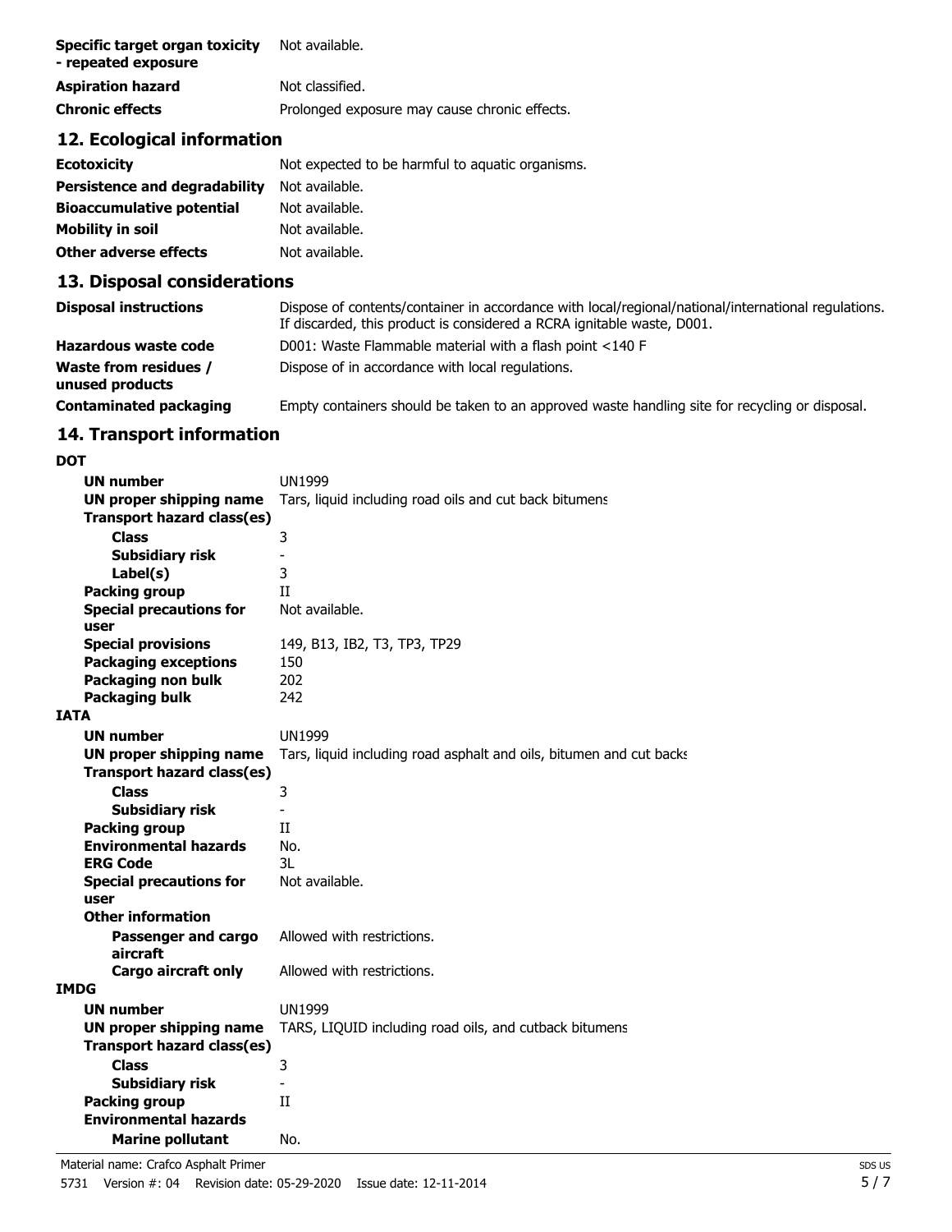| | |
|---|---|
| **Specific target organ toxicity - repeated exposure** | Not available. |
| **Aspiration hazard** | Not classified. |
| **Chronic effects** | Prolonged exposure may cause chronic effects. |

## 12. Ecological information

| | |
|---|---|
| **Ecotoxicity** | Not expected to be harmful to aquatic organisms. |
| **Persistence and degradability** | Not available. |
| **Bioaccumulative potential** | Not available. |
| **Mobility in soil** | Not available. |
| **Other adverse effects** | Not available. |

## 13. Disposal considerations

| | |
|---|---|
| **Disposal instructions** | Dispose of contents/container in accordance with local/regional/national/international regulations. If discarded, this product is considered a RCRA ignitable waste, D001. |
| **Hazardous waste code** | D001: Waste Flammable material with a flash point <140 F |
| **Waste from residues / unused products** | Dispose of in accordance with local regulations. |
| **Contaminated packaging** | Empty containers should be taken to an approved waste handling site for recycling or disposal. |

## 14. Transport information

**DOT**

| | |
|---|---|
| **UN number** | UN1999 |
| **UN proper shipping name** | Tars, liquid including road oils and cut back bitumens |
| **Transport hazard class(es)** | |
| **Class** | 3 |
| **Subsidiary risk** | - |
| **Label(s)** | 3 |
| **Packing group** | II |
| **Special precautions for user** | Not available. |
| **Special provisions** | 149, B13, IB2, T3, TP29 |
| **Packaging exceptions** | 150 |
| **Packaging non bulk** | 202 |
| **Packaging bulk** | 242 |

**IATA**

| | |
|---|---|
| **UN number** | UN1999 |
| **UN proper shipping name** | Tars, liquid including road asphalt and oils, bitumen and cut backs |
| **Transport hazard class(es)** | |
| **Class** | 3 |
| **Subsidiary risk** | - |
| **Packing group** | II |
| **Environmental hazards** | No. |
| **ERG Code** | 3L |
| **Special precautions for user** | Not available. |
| **Other information** | |
| **Passenger and cargo aircraft** | Allowed with restrictions. |
| **Cargo aircraft only** | Allowed with restrictions. |

**IMDG**

| | |
|---|---|
| **UN number** | UN1999 |
| **UN proper shipping name** | TARS, LIQUID including road oils, and cutback bitumens |
| **Transport hazard class(es)** | |
| **Class** | 3 |
| **Subsidiary risk** | - |
| **Packing group** | II |
| **Environmental hazards** | |
| **Marine pollutant** | No. |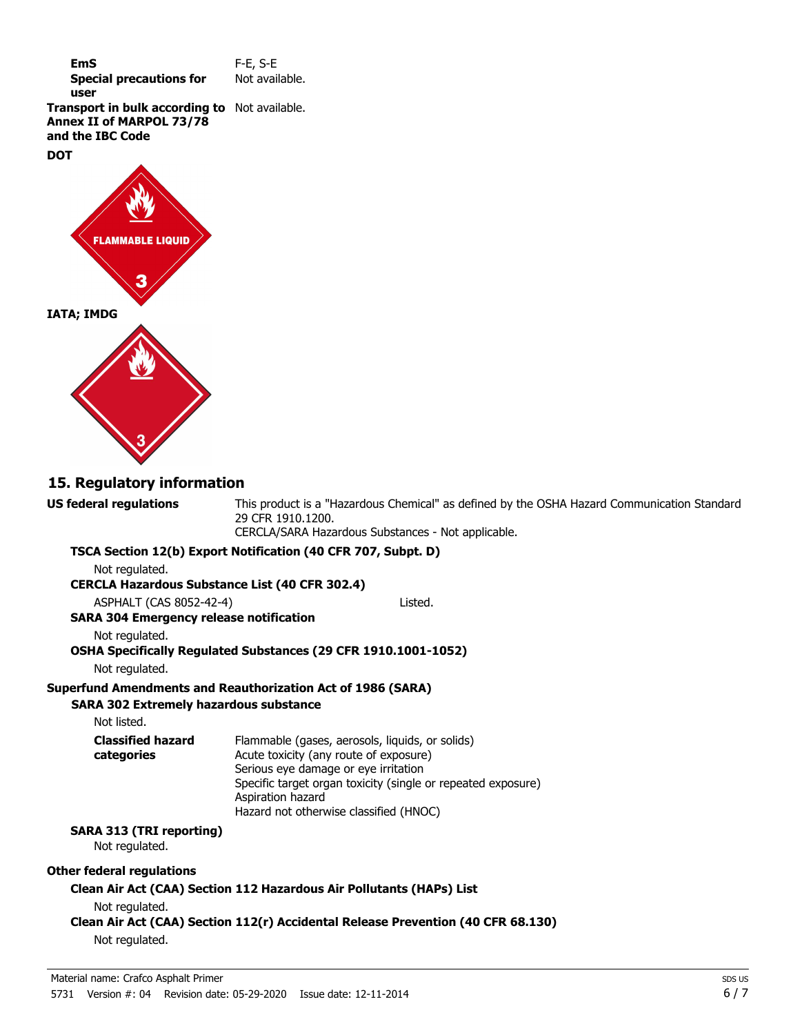**EmS** F-E, S-E

**Special precautions for user** Not available.

**Transport in bulk according to Annex II of MARPOL 73/78 and the IBC Code** Not available.

**DOT**

FLAMMABLE LIQUID

3

**IATA; IMDG**

3

## 15. Regulatory information

**US federal regulations** This product is a "Hazardous Chemical" as defined by the OSHA Hazard Communication Standard 29 CFR 1910.1200.
CERCLA/SARA Hazardous Substances - Not applicable.

**TSCA Section 12(b) Export Notification (40 CFR 707, Subpt. D)**

Not regulated.

**CERCLA Hazardous Substance List (40 CFR 302.4)**

| | |
|---|---|
| ASPHALT (CAS 8052-42-4) | Listed. |

**SARA 304 Emergency release notification**

Not regulated.

**OSHA Specifically Regulated Substances (29 CFR 1910.1001-1052)**

Not regulated.

**Superfund Amendments and Reauthorization Act of 1986 (SARA)**

**SARA 302 Extremely hazardous substance**

Not listed.

**Classified hazard categories**
Flammable (gases, aerosols, liquids, or solids)
Acute toxicity (any route of exposure)
Serious eye damage or eye irritation
Specific target organ toxicity (single or repeated exposure)
Aspiration hazard
Hazard not otherwise classified (HNOC)

**SARA 313 (TRI reporting)**

Not regulated.

**Other federal regulations**

**Clean Air Act (CAA) Section 112 Hazardous Air Pollutants (HAPs) List**

Not regulated.

**Clean Air Act (CAA) Section 112(r) Accidental Release Prevention (40 CFR 68.130)**

Not regulated.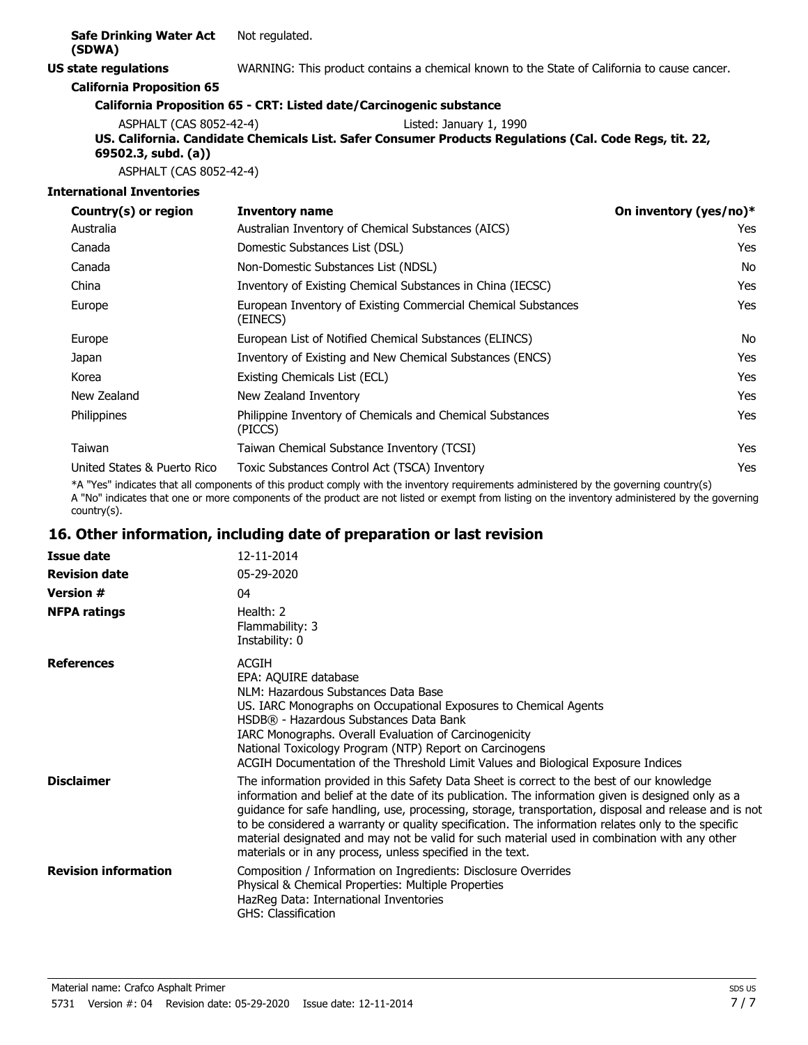**Safe Drinking Water Act (SDWA)** Not regulated.

**US state regulations** WARNING: This product contains a chemical known to the State of California to cause cancer.

**California Proposition 65**

**California Proposition 65 - CRT: Listed date/Carcinogenic substance**

ASPHALT (CAS 8052-42-4) Listed: January 1, 1990

**US. California. Candidate Chemicals List. Safer Consumer Products Regulations (Cal. Code Regs, tit. 22, 69502.3, subd. (a))**

ASPHALT (CAS 8052-42-4)

**International Inventories**

| Country(s) or region | Inventory name | On inventory (yes/no)* |
|---|---|---|
| Australia | Australian Inventory of Chemical Substances (AICS) | Yes |
| Canada | Domestic Substances List (DSL) | Yes |
| Canada | Non-Domestic Substances List (NDSL) | No |
| China | Inventory of Existing Chemical Substances in China (IECSC) | Yes |
| Europe | European Inventory of Existing Commercial Chemical Substances (EINECS) | Yes |
| Europe | European List of Notified Chemical Substances (ELINCS) | No |
| Japan | Inventory of Existing and New Chemical Substances (ENCS) | Yes |
| Korea | Existing Chemicals List (ECL) | Yes |
| New Zealand | New Zealand Inventory | Yes |
| Philippines | Philippine Inventory of Chemicals and Chemical Substances (PICCS) | Yes |
| Taiwan | Taiwan Chemical Substance Inventory (TCSI) | Yes |
| United States & Puerto Rico | Toxic Substances Control Act (TSCA) Inventory | Yes |

*A "Yes" indicates that all components of this product comply with the inventory requirements administered by the governing country(s)
A "No" indicates that one or more components of the product are not listed or exempt from listing on the inventory administered by the governing country(s).

## 16. Other information, including date of preparation or last revision

**Issue date** 12-11-2014

**Revision date** 05-29-2020

**Version #** 04

**NFPA ratings** Health: 2
Flammability: 3
Instability: 0

**References** ACGIH
EPA: AQUIRE database
NLM: Hazardous Substances Data Base
US. IARC Monographs on Occupational Exposures to Chemical Agents
HSDB® - Hazardous Substances Data Bank
IARC Monographs. Overall Evaluation of Carcinogenicity
National Toxicology Program (NTP) Report on Carcinogens
ACGIH Documentation of the Threshold Limit Values and Biological Exposure Indices

**Disclaimer** The information provided in this Safety Data Sheet is correct to the best of our knowledge information and belief at the date of its publication. The information given is designed only as a guidance for safe handling, use, processing, storage, transportation, disposal and release and is not to be considered a warranty or quality specification. The information relates only to the specific material designated and may not be valid for such material used in combination with any other materials or in any process, unless specified in the text.

**Revision information** Composition / Information on Ingredients: Disclosure Overrides
Physical & Chemical Properties: Multiple Properties
HazReg Data: International Inventories
GHS: Classification